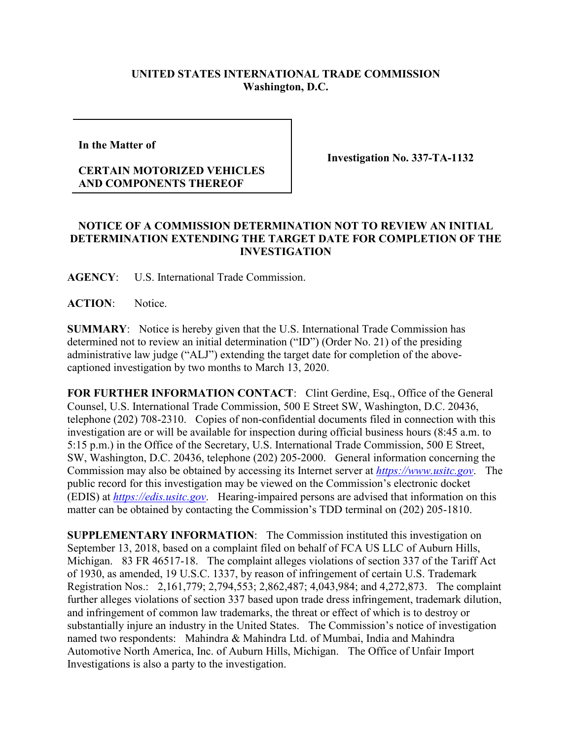**UNITED STATES INTERNATIONAL TRADE COMMISSION**
**Washington, D.C.**

| In the Matter of<br><br>**CERTAIN MOTORIZED VEHICLES AND COMPONENTS THEREOF** | **Investigation No. 337-TA-1132** |
|---|---|

## NOTICE OF A COMMISSION DETERMINATION NOT TO REVIEW AN INITIAL DETERMINATION EXTENDING THE TARGET DATE FOR COMPLETION OF THE INVESTIGATION

**AGENCY**: U.S. International Trade Commission.

**ACTION**: Notice.

**SUMMARY**: Notice is hereby given that the U.S. International Trade Commission has determined not to review an initial determination ("ID") (Order No. 21) of the presiding administrative law judge ("ALJ") extending the target date for completion of the above-captioned investigation by two months to March 13, 2020.

**FOR FURTHER INFORMATION CONTACT**: Clint Gerdine, Esq., Office of the General Counsel, U.S. International Trade Commission, 500 E Street SW, Washington, D.C. 20436, telephone (202) 708-2310. Copies of non-confidential documents filed in connection with this investigation are or will be available for inspection during official business hours (8:45 a.m. to 5:15 p.m.) in the Office of the Secretary, U.S. International Trade Commission, 500 E Street, SW, Washington, D.C. 20436, telephone (202) 205-2000. General information concerning the Commission may also be obtained by accessing its Internet server at *https://www.usitc.gov*. The public record for this investigation may be viewed on the Commission's electronic docket (EDIS) at *https://edis.usitc.gov*. Hearing-impaired persons are advised that information on this matter can be obtained by contacting the Commission's TDD terminal on (202) 205-1810.

**SUPPLEMENTARY INFORMATION**: The Commission instituted this investigation on September 13, 2018, based on a complaint filed on behalf of FCA US LLC of Auburn Hills, Michigan. 83 FR 46517-18. The complaint alleges violations of section 337 of the Tariff Act of 1930, as amended, 19 U.S.C. 1337, by reason of infringement of certain U.S. Trademark Registration Nos.: 2,161,779; 2,794,553; 2,862,487; 4,043,984; and 4,272,873. The complaint further alleges violations of section 337 based upon trade dress infringement, trademark dilution, and infringement of common law trademarks, the threat or effect of which is to destroy or substantially injure an industry in the United States. The Commission's notice of investigation named two respondents: Mahindra & Mahindra Ltd. of Mumbai, India and Mahindra Automotive North America, Inc. of Auburn Hills, Michigan. The Office of Unfair Import Investigations is also a party to the investigation.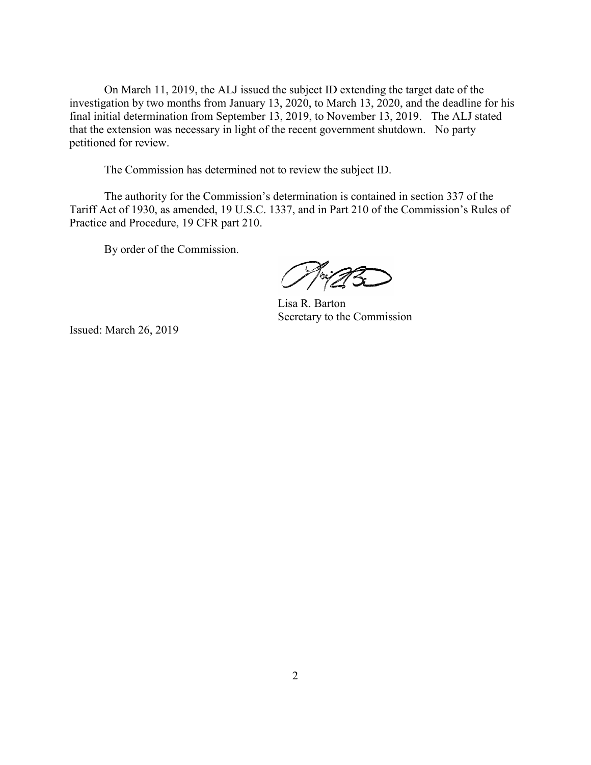On March 11, 2019, the ALJ issued the subject ID extending the target date of the investigation by two months from January 13, 2020, to March 13, 2020, and the deadline for his final initial determination from September 13, 2019, to November 13, 2019. The ALJ stated that the extension was necessary in light of the recent government shutdown. No party petitioned for review.

The Commission has determined not to review the subject ID.

The authority for the Commission's determination is contained in section 337 of the Tariff Act of 1930, as amended, 19 U.S.C. 1337, and in Part 210 of the Commission's Rules of Practice and Procedure, 19 CFR part 210.

By order of the Commission.

Lisa R. Barton
Secretary to the Commission

Issued: March 26, 2019